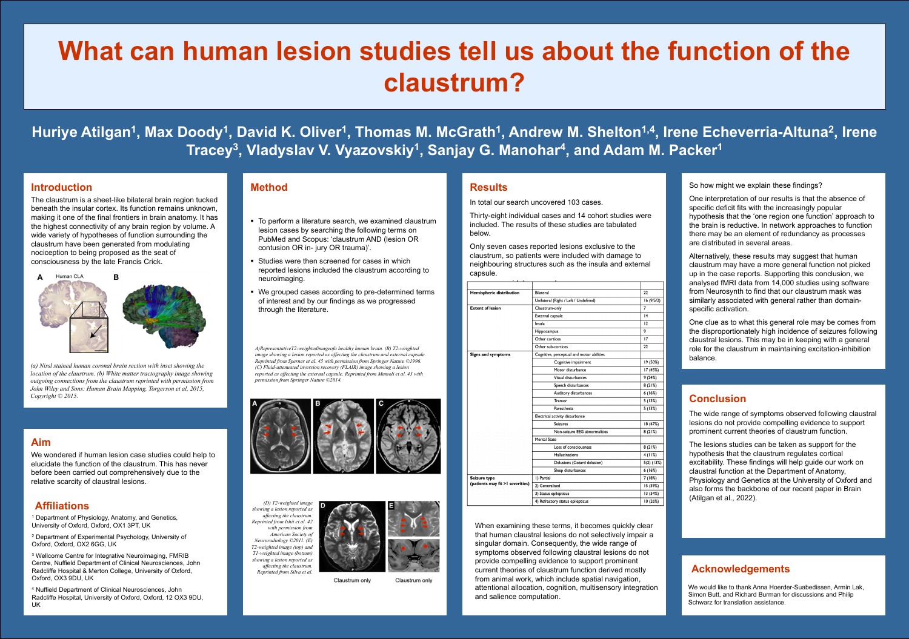# What can human lesion studies tell us about the function of the claustrum?

**Huriye Atilgan[1], Max Doody[1], David K. Oliver[1], Thomas M. McGrath[1], Andrew M. Shelton[1,4], Irene Echeverria-Altuna[2], Irene Tracey[3], Vladyslav V. Vyazovskiy[1], Sanjay G. Manohar[4], and Adam M. Packer[1]**

## Introduction

The claustrum is a sheet-like bilateral brain region tucked beneath the insular cortex. Its function remains unknown, making it one of the final frontiers in brain anatomy. It has the highest connectivity of any brain region by volume. A wide variety of hypotheses of function surrounding the claustrum have been generated from modulating nociception to being proposed as the seat of consciousness by the late Francis Crick.

*(a) Nissl stained human coronal brain section with inset showing the location of the claustrum. (b) White matter tractography image showing outgoing connections from the claustrum reprinted with permission from John Wiley and Sons: Human Brain Mapping, Torgerson et al, 2015, Copyright © 2015.*

## Aim

We wondered if human lesion case studies could help to elucidate the function of the claustrum. This has never before been carried out comprehensively due to the relative scarcity of claustral lesions.

## Affiliations

[1] Department of Physiology, Anatomy, and Genetics, University of Oxford, Oxford, OX1 3PT, UK

[2] Department of Experimental Psychology, University of Oxford, Oxford, OX2 6GG, UK

[3] Wellcome Centre for Integrative Neuroimaging, FMRIB Centre, Nuffield Department of Clinical Neurosciences, John Radcliffe Hospital & Merton College, University of Oxford, Oxford, OX3 9DU, UK

[4] Nuffield Department of Clinical Neurosciences, John Radcliffe Hospital, University of Oxford, Oxford, 12 OX3 9DU, UK

## Method

- To perform a literature search, we examined claustrum lesion cases by searching the following terms on PubMed and Scopus: 'claustrum AND (lesion OR contusion OR in- jury OR trauma)'.
- Studies were then screened for cases in which reported lesions included the claustrum according to neuroimaging.
- We grouped cases according to pre-determined terms of interest and by our findings as we progressed through the literature.

*A)RepresentativeT2-weightedimageofa healthy human brain. (B) T2-weighted image showing a lesion reported as affecting the claustrum and external capsule. Reprinted from Sperner et al. 45 with permission from Springer Nature ©1996. (C) Fluid-attenuated inversion recovery (FLAIR) image showing a lesion reported as affecting the external capsule. Reprinted from Mumoli et al. 43 with permission from Springer Nature ©2014.*

*(D) T2-weighted image showing a lesion reported as affecting the claustrum. Reprinted from Ishii et al. 42 with permission from American Society of Neuroradiology ©2011. (E) T2-weighted image (top) and T1-weighted image (bottom) showing a lesion reported as affecting the claustrum. Reprinted from Silva et al.*

Claustrum only — Claustrum only

## Results

In total our search uncovered 103 cases.

Thirty-eight individual cases and 14 cohort studies were included. The results of these studies are tabulated below.

Only seven cases reported lesions exclusive to the claustrum, so patients were included with damage to neighbouring structures such as the insula and external capsule.

| | | |
|---|---|---|
| **Hemispheric distribution** | Bilateral | 22 |
| | Unilateral (Right / Left / Undefined) | 16 (9/5/2) |
| **Extent of lesion** | Claustrum-only | 7 |
| | External capsule | 14 |
| | Insula | 12 |
| | Hippocampus | 9 |
| | Other cortices | 17 |
| | Other sub-cortices | 22 |
| **Signs and symptoms** | Cognitive, perceptual and motor abilities | |
| | Cognitive impairment | 19 (50%) |
| | Motor disturbance | 17 (45%) |
| | Visual disturbances | 9 (24%) |
| | Speech disturbances | 8 (21%) |
| | Auditory disturbances | 6 (16%) |
| | Tremor | 5 (13%) |
| | Paresthesia | 5 (13%) |
| | Electrical activity disturbance | |
| | Seizures | 18 (47%) |
| | Non-seizure EEG abnormalities | 8 (21%) |
| | Mental State | |
| | Loss of consciousness | 8 (21%) |
| | Hallucinations | 4 (11%) |
| | Delusions (Cotard delusion) | 5(2) (13%) |
| | Sleep disturbances | 6 (16%) |
| **Seizure type (patients may fit >1 severities)** | 1) Partial | 7 (18%) |
| | 2) Generalised | 15 (39%) |
| | 3) Status epilepticus | 13 (34%) |
| | 4) Refractory status epilepticus | 10 (26%) |

When examining these terms, it becomes quickly clear that human claustral lesions do not selectively impair a singular domain. Consequently, the wide range of symptoms observed following claustral lesions do not provide compelling evidence to support prominent current theories of claustrum function derived mostly from animal work, which include spatial navigation, attentional allocation, cognition, multisensory integration and salience computation.

So how might we explain these findings?

One interpretation of our results is that the absence of specific deficit fits with the increasingly popular hypothesis that the 'one region one function' approach to the brain is reductive. In network approaches to function there may be an element of redundancy as processes are distributed in several areas.

Alternatively, these results may suggest that human claustrum may have a more general function not picked up in the case reports. Supporting this conclusion, we analysed fMRI data from 14,000 studies using software from Neurosynth to find that our claustrum mask was similarly associated with general rather than domain-specific activation.

One clue as to what this general role may be comes from the disproportionately high incidence of seizures following claustral lesions. This may be in keeping with a general role for the claustrum in maintaining excitation-inhibition balance.

## Conclusion

The wide range of symptoms observed following claustral lesions do not provide compelling evidence to support prominent current theories of claustrum function.

The lesions studies can be taken as support for the hypothesis that the claustrum regulates cortical excitability. These findings will help guide our work on claustral function at the Department of Anatomy, Physiology and Genetics at the University of Oxford and also forms the backbone of our recent paper in Brain (Atilgan et al., 2022).

## Acknowledgements

We would like to thank Anna Hoerder-Suabedissen, Armin Lak, Simon Butt, and Richard Burman for discussions and Philip Schwarz for translation assistance.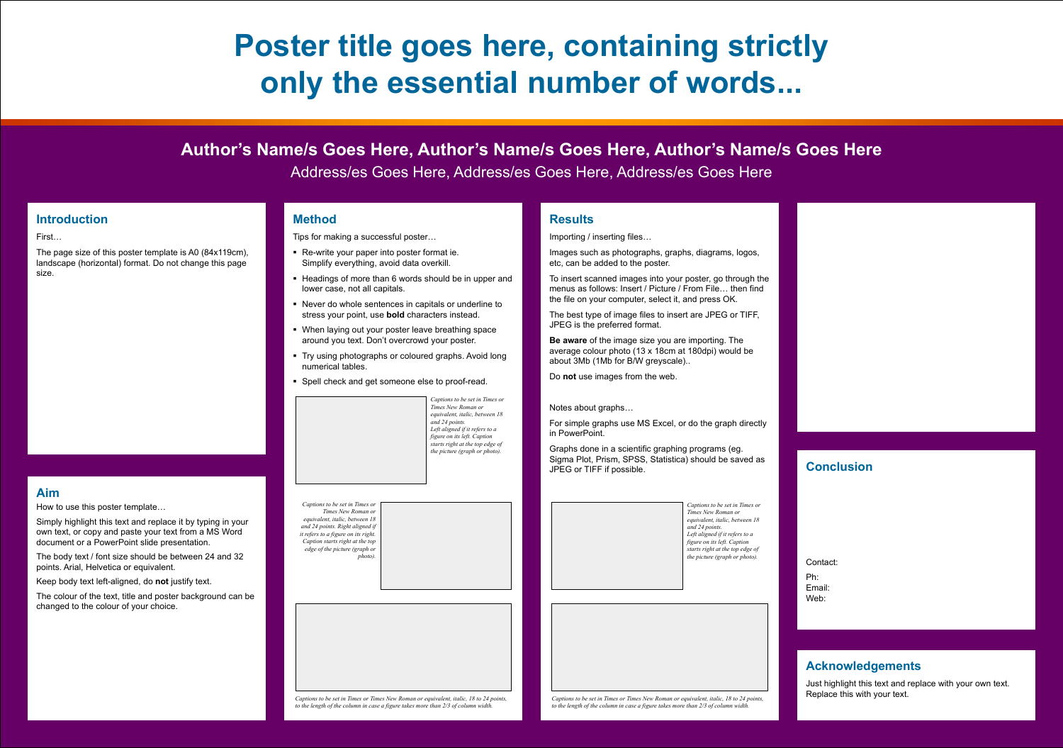# Poster title goes here, containing strictly only the essential number of words...

**Author's Name/s Goes Here, Author's Name/s Goes Here, Author's Name/s Goes Here**

Address/es Goes Here, Address/es Goes Here, Address/es Goes Here

## Introduction

First…

The page size of this poster template is A0 (84x119cm), landscape (horizontal) format. Do not change this page size.

## Aim

How to use this poster template…

Simply highlight this text and replace it by typing in your own text, or copy and paste your text from a MS Word document or a PowerPoint slide presentation.

The body text / font size should be between 24 and 32 points. Arial, Helvetica or equivalent.

Keep body text left-aligned, do **not** justify text.

The colour of the text, title and poster background can be changed to the colour of your choice.

## Method

Tips for making a successful poster…

- Re-write your paper into poster format ie. Simplify everything, avoid data overkill.
- Headings of more than 6 words should be in upper and lower case, not all capitals.
- Never do whole sentences in capitals or underline to stress your point, use **bold** characters instead.
- When laying out your poster leave breathing space around you text. Don't overcrowd your poster.
- Try using photographs or coloured graphs. Avoid long numerical tables.
- Spell check and get someone else to proof-read.

*Captions to be set in Times or Times New Roman or equivalent, italic, between 18 and 24 points. Left aligned if it refers to a figure on its left. Caption starts right at the top edge of the picture (graph or photo).*

*Captions to be set in Times or Times New Roman or equivalent, italic, between 18 and 24 points. Right aligned if it refers to a figure on its right. Caption starts right at the top edge of the picture (graph or photo).*

*Captions to be set in Times or Times New Roman or equivalent, italic, 18 to 24 points, to the length of the column in case a figure takes more than 2/3 of column width.*

## Results

Importing / inserting files…

Images such as photographs, graphs, diagrams, logos, etc, can be added to the poster.

To insert scanned images into your poster, go through the menus as follows: Insert / Picture / From File… then find the file on your computer, select it, and press OK.

The best type of image files to insert are JPEG or TIFF, JPEG is the preferred format.

**Be aware** of the image size you are importing. The average colour photo (13 x 18cm at 180dpi) would be about 3Mb (1Mb for B/W greyscale)..

Do **not** use images from the web.

Notes about graphs…

For simple graphs use MS Excel, or do the graph directly in PowerPoint.

Graphs done in a scientific graphing programs (eg. Sigma Plot, Prism, SPSS, Statistica) should be saved as JPEG or TIFF if possible.

*Captions to be set in Times or Times New Roman or equivalent, italic, between 18 and 24 points. Left aligned if it refers to a figure on its left. Caption starts right at the top edge of the picture (graph or photo).*

*Captions to be set in Times or Times New Roman or equivalent, italic, 18 to 24 points, to the length of the column in case a figure takes more than 2/3 of column width.*

## Conclusion

Contact:

Ph:
Email:
Web:

## Acknowledgements

Just highlight this text and replace with your own text. Replace this with your text.